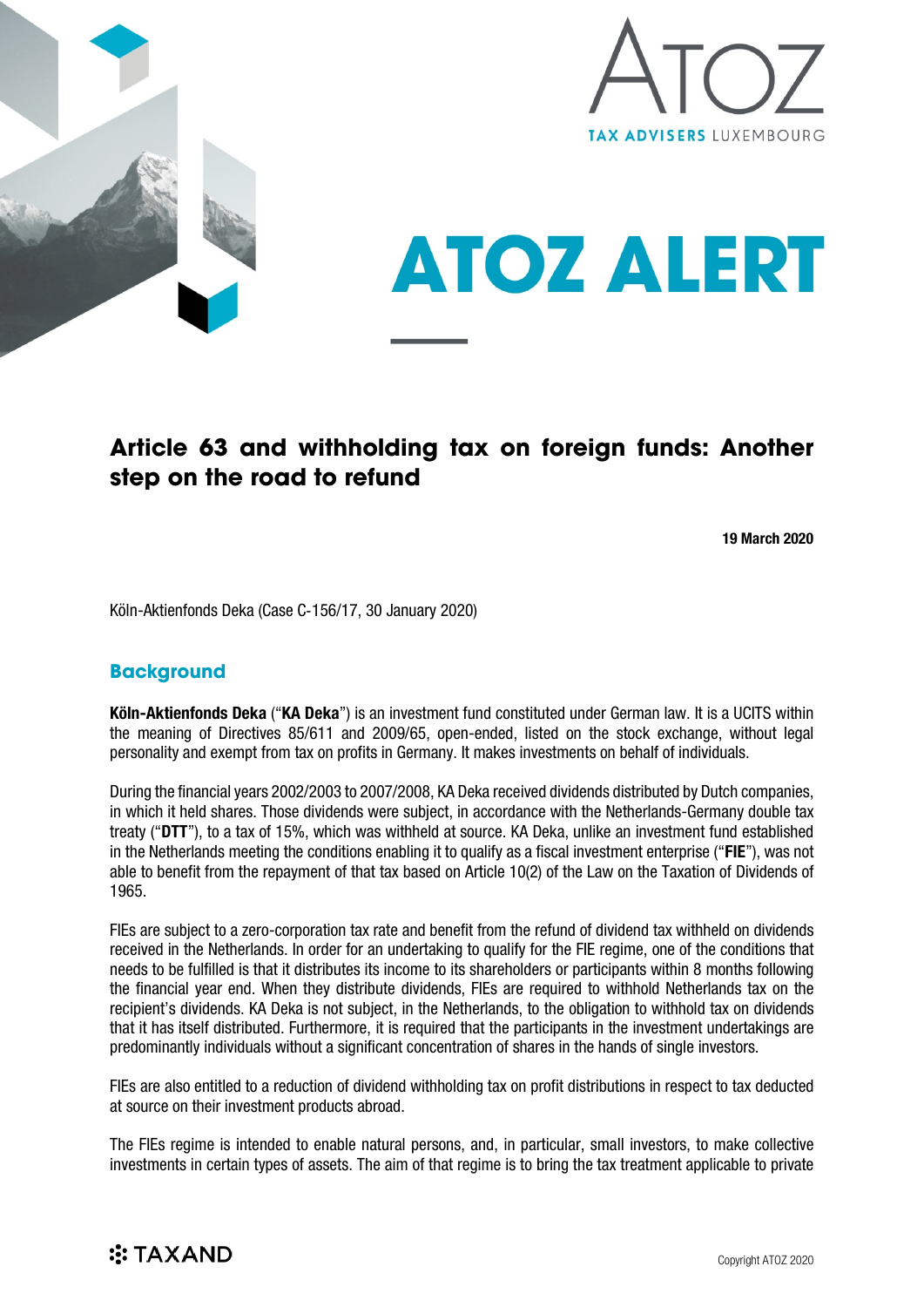# ATOZ ALERT

## Article 63 and withholding tax on foreign funds: Another step on the road to refund

**19 March 2020**

Köln-Aktienfonds Deka (Case C-156/17, 30 January 2020)

### Background

**Köln-Aktienfonds Deka** ("**KA Deka**") is an investment fund constituted under German law. It is a UCITS within the meaning of Directives 85/611 and 2009/65, open-ended, listed on the stock exchange, without legal personality and exempt from tax on profits in Germany. It makes investments on behalf of individuals.

During the financial years 2002/2003 to 2007/2008, KA Deka received dividends distributed by Dutch companies, in which it held shares. Those dividends were subject, in accordance with the Netherlands-Germany double tax treaty ("**DTT**"), to a tax of 15%, which was withheld at source. KA Deka, unlike an investment fund established in the Netherlands meeting the conditions enabling it to qualify as a fiscal investment enterprise ("**FIE**"), was not able to benefit from the repayment of that tax based on Article 10(2) of the Law on the Taxation of Dividends of 1965.

FIEs are subject to a zero-corporation tax rate and benefit from the refund of dividend tax withheld on dividends received in the Netherlands. In order for an undertaking to qualify for the FIE regime, one of the conditions that needs to be fulfilled is that it distributes its income to its shareholders or participants within 8 months following the financial year end. When they distribute dividends, FIEs are required to withhold Netherlands tax on the recipient's dividends. KA Deka is not subject, in the Netherlands, to the obligation to withhold tax on dividends that it has itself distributed. Furthermore, it is required that the participants in the investment undertakings are predominantly individuals without a significant concentration of shares in the hands of single investors.

FIEs are also entitled to a reduction of dividend withholding tax on profit distributions in respect to tax deducted at source on their investment products abroad.

The FIEs regime is intended to enable natural persons, and, in particular, small investors, to make collective investments in certain types of assets. The aim of that regime is to bring the tax treatment applicable to private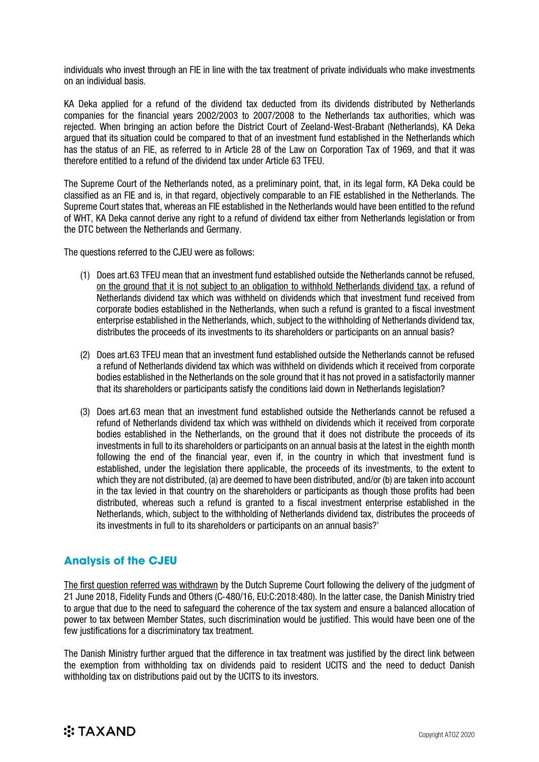individuals who invest through an FIE in line with the tax treatment of private individuals who make investments on an individual basis.

KA Deka applied for a refund of the dividend tax deducted from its dividends distributed by Netherlands companies for the financial years 2002/2003 to 2007/2008 to the Netherlands tax authorities, which was rejected. When bringing an action before the District Court of Zeeland-West-Brabant (Netherlands), KA Deka argued that its situation could be compared to that of an investment fund established in the Netherlands which has the status of an FIE, as referred to in Article 28 of the Law on Corporation Tax of 1969, and that it was therefore entitled to a refund of the dividend tax under Article 63 TFEU.

The Supreme Court of the Netherlands noted, as a preliminary point, that, in its legal form, KA Deka could be classified as an FIE and is, in that regard, objectively comparable to an FIE established in the Netherlands. The Supreme Court states that, whereas an FIE established in the Netherlands would have been entitled to the refund of WHT, KA Deka cannot derive any right to a refund of dividend tax either from Netherlands legislation or from the DTC between the Netherlands and Germany.

The questions referred to the CJEU were as follows:

(1) Does art.63 TFEU mean that an investment fund established outside the Netherlands cannot be refused, on the ground that it is not subject to an obligation to withhold Netherlands dividend tax, a refund of Netherlands dividend tax which was withheld on dividends which that investment fund received from corporate bodies established in the Netherlands, when such a refund is granted to a fiscal investment enterprise established in the Netherlands, which, subject to the withholding of Netherlands dividend tax, distributes the proceeds of its investments to its shareholders or participants on an annual basis?

(2) Does art.63 TFEU mean that an investment fund established outside the Netherlands cannot be refused a refund of Netherlands dividend tax which was withheld on dividends which it received from corporate bodies established in the Netherlands on the sole ground that it has not proved in a satisfactorily manner that its shareholders or participants satisfy the conditions laid down in Netherlands legislation?

(3) Does art.63 mean that an investment fund established outside the Netherlands cannot be refused a refund of Netherlands dividend tax which was withheld on dividends which it received from corporate bodies established in the Netherlands, on the ground that it does not distribute the proceeds of its investments in full to its shareholders or participants on an annual basis at the latest in the eighth month following the end of the financial year, even if, in the country in which that investment fund is established, under the legislation there applicable, the proceeds of its investments, to the extent to which they are not distributed, (a) are deemed to have been distributed, and/or (b) are taken into account in the tax levied in that country on the shareholders or participants as though those profits had been distributed, whereas such a refund is granted to a fiscal investment enterprise established in the Netherlands, which, subject to the withholding of Netherlands dividend tax, distributes the proceeds of its investments in full to its shareholders or participants on an annual basis?'

## Analysis of the CJEU

The first question referred was withdrawn by the Dutch Supreme Court following the delivery of the judgment of 21 June 2018, Fidelity Funds and Others (C-480/16, EU:C:2018:480). In the latter case, the Danish Ministry tried to argue that due to the need to safeguard the coherence of the tax system and ensure a balanced allocation of power to tax between Member States, such discrimination would be justified. This would have been one of the few justifications for a discriminatory tax treatment.

The Danish Ministry further argued that the difference in tax treatment was justified by the direct link between the exemption from withholding tax on dividends paid to resident UCITS and the need to deduct Danish withholding tax on distributions paid out by the UCITS to its investors.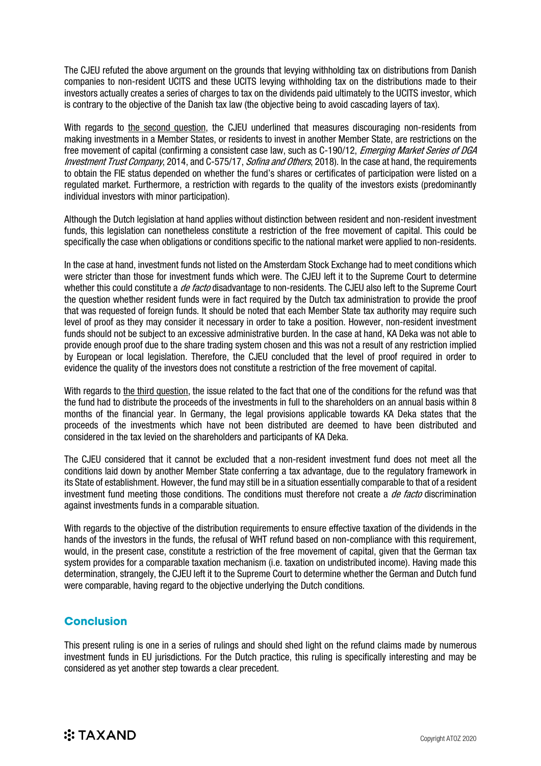The CJEU refuted the above argument on the grounds that levying withholding tax on distributions from Danish companies to non-resident UCITS and these UCITS levying withholding tax on the distributions made to their investors actually creates a series of charges to tax on the dividends paid ultimately to the UCITS investor, which is contrary to the objective of the Danish tax law (the objective being to avoid cascading layers of tax).

With regards to the second question, the CJEU underlined that measures discouraging non-residents from making investments in a Member States, or residents to invest in another Member State, are restrictions on the free movement of capital (confirming a consistent case law, such as C-190/12, *Emerging Market Series of DGA Investment Trust Company*, 2014, and C-575/17, *Sofina and Others*, 2018). In the case at hand, the requirements to obtain the FIE status depended on whether the fund's shares or certificates of participation were listed on a regulated market. Furthermore, a restriction with regards to the quality of the investors exists (predominantly individual investors with minor participation).

Although the Dutch legislation at hand applies without distinction between resident and non-resident investment funds, this legislation can nonetheless constitute a restriction of the free movement of capital. This could be specifically the case when obligations or conditions specific to the national market were applied to non-residents.

In the case at hand, investment funds not listed on the Amsterdam Stock Exchange had to meet conditions which were stricter than those for investment funds which were. The CJEU left it to the Supreme Court to determine whether this could constitute a *de facto* disadvantage to non-residents. The CJEU also left to the Supreme Court the question whether resident funds were in fact required by the Dutch tax administration to provide the proof that was requested of foreign funds. It should be noted that each Member State tax authority may require such level of proof as they may consider it necessary in order to take a position. However, non-resident investment funds should not be subject to an excessive administrative burden. In the case at hand, KA Deka was not able to provide enough proof due to the share trading system chosen and this was not a result of any restriction implied by European or local legislation. Therefore, the CJEU concluded that the level of proof required in order to evidence the quality of the investors does not constitute a restriction of the free movement of capital.

With regards to the third question, the issue related to the fact that one of the conditions for the refund was that the fund had to distribute the proceeds of the investments in full to the shareholders on an annual basis within 8 months of the financial year. In Germany, the legal provisions applicable towards KA Deka states that the proceeds of the investments which have not been distributed are deemed to have been distributed and considered in the tax levied on the shareholders and participants of KA Deka.

The CJEU considered that it cannot be excluded that a non-resident investment fund does not meet all the conditions laid down by another Member State conferring a tax advantage, due to the regulatory framework in its State of establishment. However, the fund may still be in a situation essentially comparable to that of a resident investment fund meeting those conditions. The conditions must therefore not create a *de facto* discrimination against investments funds in a comparable situation.

With regards to the objective of the distribution requirements to ensure effective taxation of the dividends in the hands of the investors in the funds, the refusal of WHT refund based on non-compliance with this requirement, would, in the present case, constitute a restriction of the free movement of capital, given that the German tax system provides for a comparable taxation mechanism (i.e. taxation on undistributed income). Having made this determination, strangely, the CJEU left it to the Supreme Court to determine whether the German and Dutch fund were comparable, having regard to the objective underlying the Dutch conditions.

## Conclusion

This present ruling is one in a series of rulings and should shed light on the refund claims made by numerous investment funds in EU jurisdictions. For the Dutch practice, this ruling is specifically interesting and may be considered as yet another step towards a clear precedent.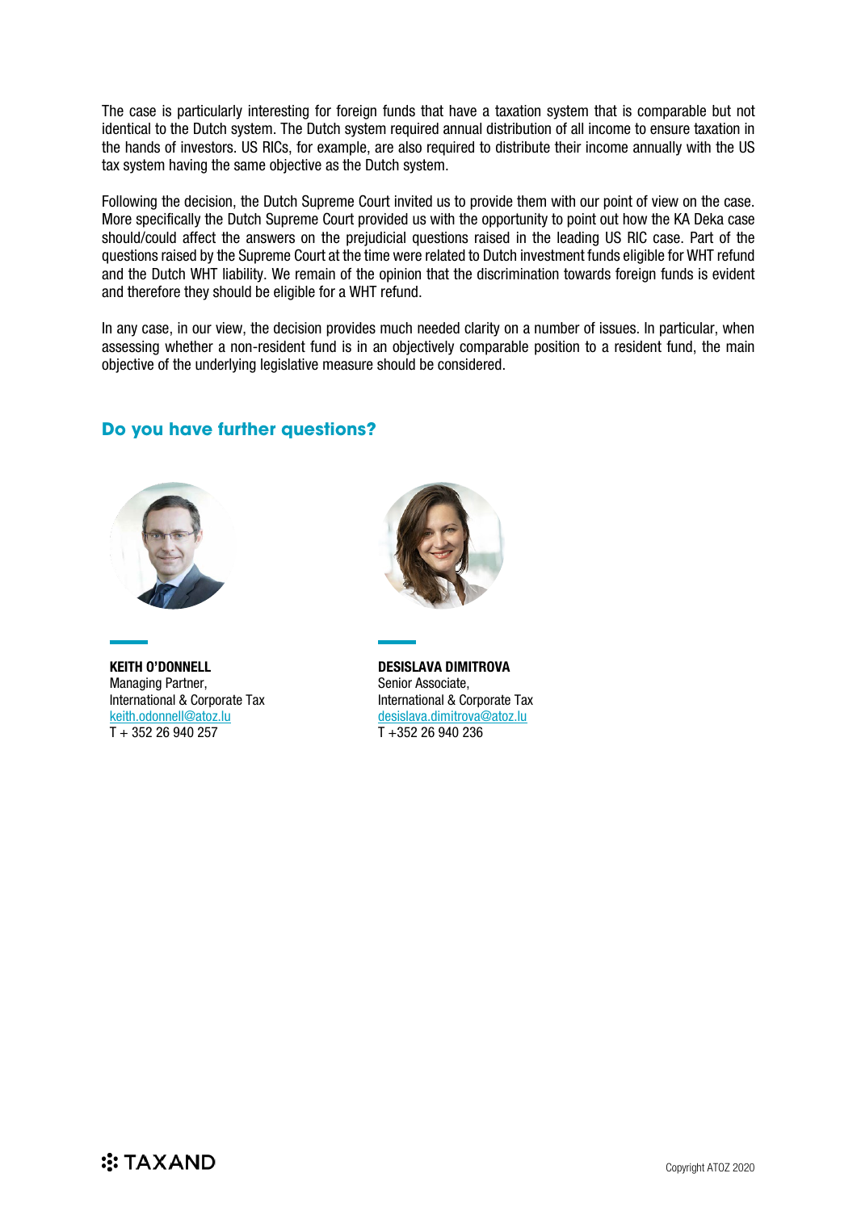The case is particularly interesting for foreign funds that have a taxation system that is comparable but not identical to the Dutch system. The Dutch system required annual distribution of all income to ensure taxation in the hands of investors. US RICs, for example, are also required to distribute their income annually with the US tax system having the same objective as the Dutch system.

Following the decision, the Dutch Supreme Court invited us to provide them with our point of view on the case. More specifically the Dutch Supreme Court provided us with the opportunity to point out how the KA Deka case should/could affect the answers on the prejudicial questions raised in the leading US RIC case. Part of the questions raised by the Supreme Court at the time were related to Dutch investment funds eligible for WHT refund and the Dutch WHT liability. We remain of the opinion that the discrimination towards foreign funds is evident and therefore they should be eligible for a WHT refund.

In any case, in our view, the decision provides much needed clarity on a number of issues. In particular, when assessing whether a non-resident fund is in an objectively comparable position to a resident fund, the main objective of the underlying legislative measure should be considered.

## Do you have further questions?

**KEITH O'DONNELL**
Managing Partner,
International & Corporate Tax
keith.odonnell@atoz.lu
T + 352 26 940 257

**DESISLAVA DIMITROVA**
Senior Associate,
International & Corporate Tax
desislava.dimitrova@atoz.lu
T +352 26 940 236

TAXAND

Copyright ATOZ 2020